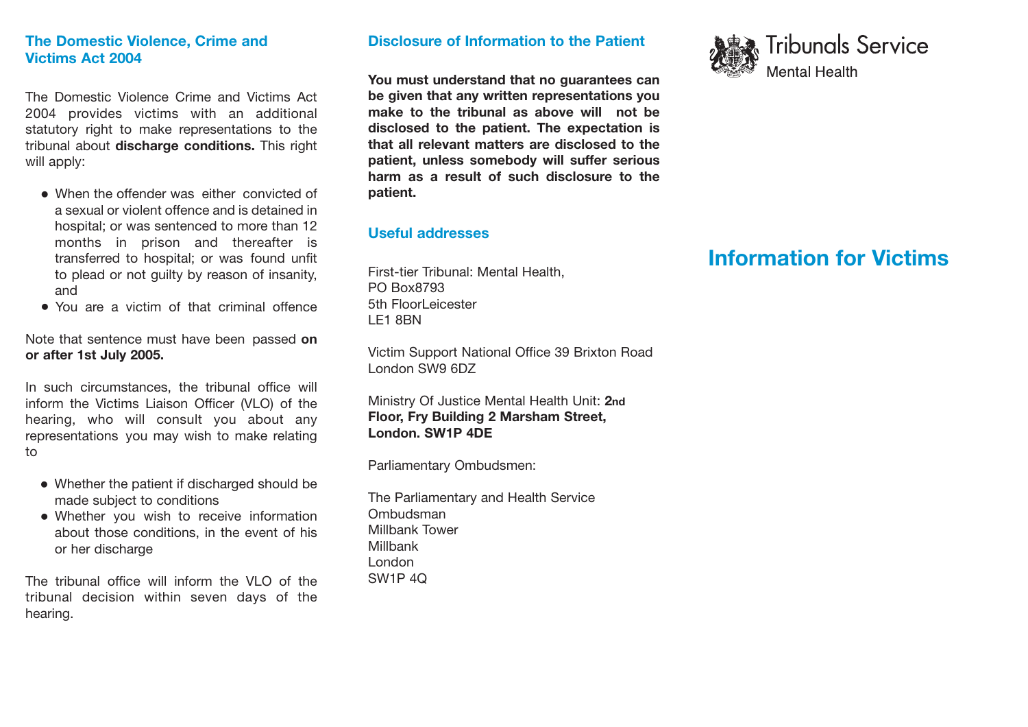## The Domestic Violence, Crime and Victims Act 2004

The Domestic Violence Crime and Victims Act 2004 provides victims with an additional statutory right to make representations to the tribunal about **discharge conditions.** This right will apply:

- When the offender was either convicted of a sexual or violent offence and is detained in hospital; or was sentenced to more than 12 months in prison and thereafter is transferred to hospital; or was found unfit to plead or not guilty by reason of insanity, and
- You are a victim of that criminal offence

Note that sentence must have been passed **on or after 1st July 2005.**

In such circumstances, the tribunal office will inform the Victims Liaison Officer (VLO) of the hearing, who will consult you about any representations you may wish to make relating to

- Whether the patient if discharged should be made subject to conditions
- Whether you wish to receive information about those conditions, in the event of his or her discharge

The tribunal office will inform the VLO of the tribunal decision within seven days of the hearing.

## Disclosure of Information to the Patient

**You must understand that no guarantees can be given that any written representations you make to the tribunal as above will not be disclosed to the patient. The expectation is that all relevant matters are disclosed to the patient, unless somebody will suffer serious harm as a result of such disclosure to the patient.**

## Useful addresses

First-tier Tribunal: Mental Health,
PO Box8793
5th FloorLeicester
LE1 8BN

Victim Support National Office 39 Brixton Road
London SW9 6DZ

Ministry Of Justice Mental Health Unit: **2nd Floor, Fry Building 2 Marsham Street, London. SW1P 4DE**

Parliamentary Ombudsmen:

The Parliamentary and Health Service Ombudsman
Millbank Tower
Millbank
London
SW1P 4Q

Tribunals Service
Mental Health

# Information for Victims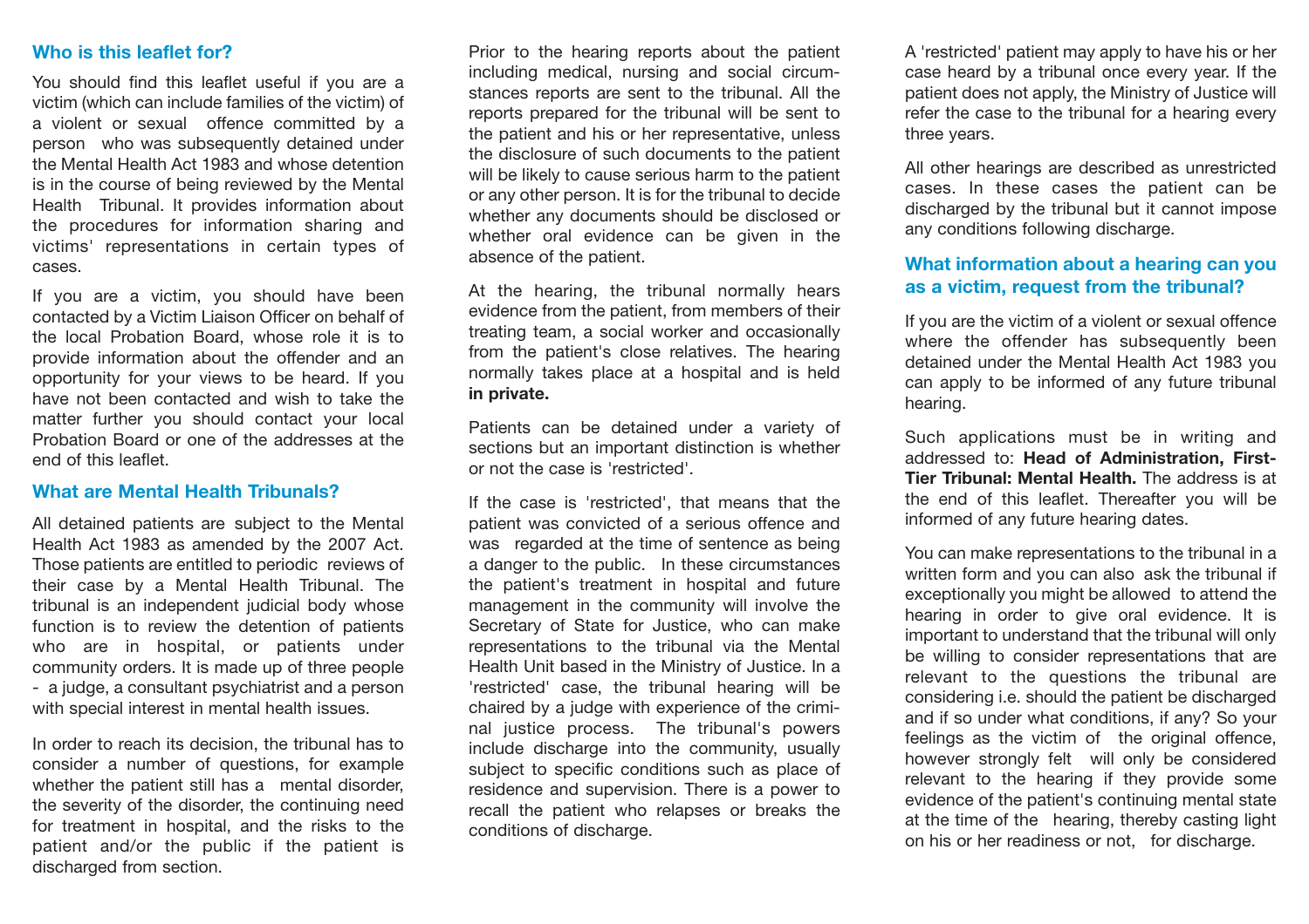## Who is this leaflet for?

You should find this leaflet useful if you are a victim (which can include families of the victim) of a violent or sexual offence committed by a person who was subsequently detained under the Mental Health Act 1983 and whose detention is in the course of being reviewed by the Mental Health Tribunal. It provides information about the procedures for information sharing and victims' representations in certain types of cases.

If you are a victim, you should have been contacted by a Victim Liaison Officer on behalf of the local Probation Board, whose role it is to provide information about the offender and an opportunity for your views to be heard. If you have not been contacted and wish to take the matter further you should contact your local Probation Board or one of the addresses at the end of this leaflet.

## What are Mental Health Tribunals?

All detained patients are subject to the Mental Health Act 1983 as amended by the 2007 Act. Those patients are entitled to periodic reviews of their case by a Mental Health Tribunal. The tribunal is an independent judicial body whose function is to review the detention of patients who are in hospital, or patients under community orders. It is made up of three people - a judge, a consultant psychiatrist and a person with special interest in mental health issues.

In order to reach its decision, the tribunal has to consider a number of questions, for example whether the patient still has a mental disorder, the severity of the disorder, the continuing need for treatment in hospital, and the risks to the patient and/or the public if the patient is discharged from section.

Prior to the hearing reports about the patient including medical, nursing and social circumstances reports are sent to the tribunal. All the reports prepared for the tribunal will be sent to the patient and his or her representative, unless the disclosure of such documents to the patient will be likely to cause serious harm to the patient or any other person. It is for the tribunal to decide whether any documents should be disclosed or whether oral evidence can be given in the absence of the patient.

At the hearing, the tribunal normally hears evidence from the patient, from members of their treating team, a social worker and occasionally from the patient's close relatives. The hearing normally takes place at a hospital and is held **in private.**

Patients can be detained under a variety of sections but an important distinction is whether or not the case is 'restricted'.

If the case is 'restricted', that means that the patient was convicted of a serious offence and was regarded at the time of sentence as being a danger to the public. In these circumstances the patient's treatment in hospital and future management in the community will involve the Secretary of State for Justice, who can make representations to the tribunal via the Mental Health Unit based in the Ministry of Justice. In a 'restricted' case, the tribunal hearing will be chaired by a judge with experience of the criminal justice process. The tribunal's powers include discharge into the community, usually subject to specific conditions such as place of residence and supervision. There is a power to recall the patient who relapses or breaks the conditions of discharge.

A 'restricted' patient may apply to have his or her case heard by a tribunal once every year. If the patient does not apply, the Ministry of Justice will refer the case to the tribunal for a hearing every three years.

All other hearings are described as unrestricted cases. In these cases the patient can be discharged by the tribunal but it cannot impose any conditions following discharge.

## What information about a hearing can you as a victim, request from the tribunal?

If you are the victim of a violent or sexual offence where the offender has subsequently been detained under the Mental Health Act 1983 you can apply to be informed of any future tribunal hearing.

Such applications must be in writing and addressed to: **Head of Administration, First-Tier Tribunal: Mental Health.** The address is at the end of this leaflet. Thereafter you will be informed of any future hearing dates.

You can make representations to the tribunal in a written form and you can also ask the tribunal if exceptionally you might be allowed to attend the hearing in order to give oral evidence. It is important to understand that the tribunal will only be willing to consider representations that are relevant to the questions the tribunal are considering i.e. should the patient be discharged and if so under what conditions, if any? So your feelings as the victim of the original offence, however strongly felt will only be considered relevant to the hearing if they provide some evidence of the patient's continuing mental state at the time of the hearing, thereby casting light on his or her readiness or not, for discharge.